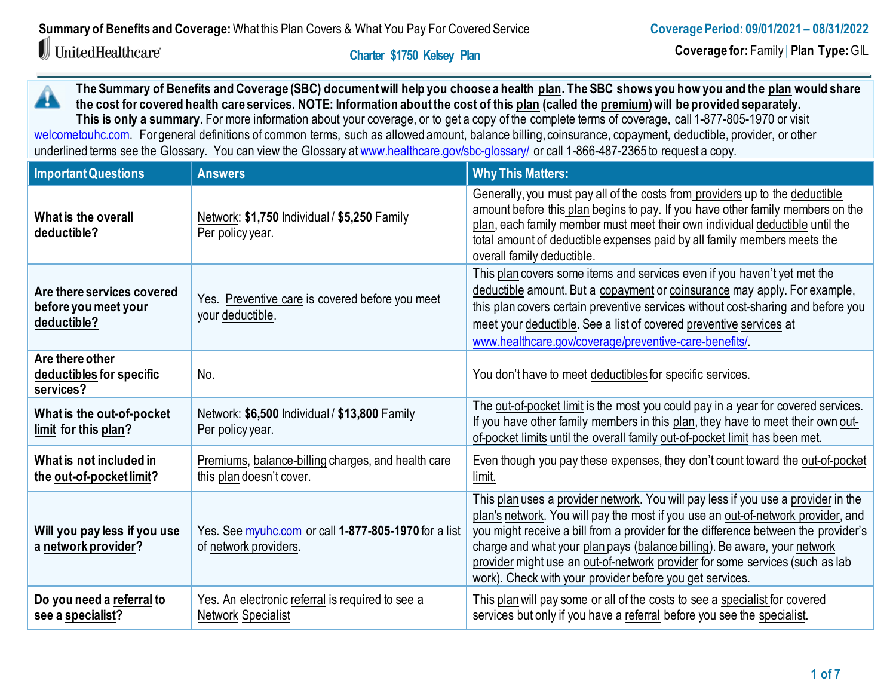**Summary of Benefits and Coverage:** What this Plan Covers & What You Pay For Covered Service

**Coverage Period: 09/01/2021 – 08/31/2022**

UnitedHealthcare

**Charter $1750 Kelsey Plan**

**Coverage for:** Family | **Plan Type:** GIL

**The Summary of Benefits and Coverage (SBC) document will help you choose a health plan. The SBC shows you how you and the plan would share the cost for covered health care services. NOTE: Information about the cost of this plan (called the premium) will be provided separately.**
**This is only a summary.** For more information about your coverage, or to get a copy of the complete terms of coverage, call 1-877-805-1970 or visit welcometouhc.com. For general definitions of common terms, such as allowed amount, balance billing, coinsurance, copayment, deductible, provider, or other underlined terms see the Glossary. You can view the Glossary at www.healthcare.gov/sbc-glossary/ or call 1-866-487-2365 to request a copy.

| Important Questions | Answers | Why This Matters: |
|---|---|---|
| **What is the overall deductible?** | Network: **$1,750** Individual / **$5,250** Family Per policy year. | Generally, you must pay all of the costs from providers up to the deductible amount before this plan begins to pay. If you have other family members on the plan, each family member must meet their own individual deductible until the total amount of deductible expenses paid by all family members meets the overall family deductible. |
| **Are there services covered before you meet your deductible?** | Yes. Preventive care is covered before you meet your deductible. | This plan covers some items and services even if you haven't yet met the deductible amount. But a copayment or coinsurance may apply. For example, this plan covers certain preventive services without cost-sharing and before you meet your deductible. See a list of covered preventive services at www.healthcare.gov/coverage/preventive-care-benefits/. |
| **Are there other deductibles for specific services?** | No. | You don't have to meet deductibles for specific services. |
| **What is the out-of-pocket limit for this plan?** | Network: **$6,500** Individual / **$13,800** Family Per policy year. | The out-of-pocket limit is the most you could pay in a year for covered services. If you have other family members in this plan, they have to meet their own out-of-pocket limits until the overall family out-of-pocket limit has been met. |
| **What is not included in the out-of-pocket limit?** | Premiums, balance-billing charges, and health care this plan doesn't cover. | Even though you pay these expenses, they don't count toward the out-of-pocket limit. |
| **Will you pay less if you use a network provider?** | Yes. See myuhc.com or call **1-877-805-1970** for a list of network providers. | This plan uses a provider network. You will pay less if you use a provider in the plan's network. You will pay the most if you use an out-of-network provider, and you might receive a bill from a provider for the difference between the provider's charge and what your plan pays (balance billing). Be aware, your network provider might use an out-of-network provider for some services (such as lab work). Check with your provider before you get services. |
| **Do you need a referral to see a specialist?** | Yes. An electronic referral is required to see a Network Specialist | This plan will pay some or all of the costs to see a specialist for covered services but only if you have a referral before you see the specialist. |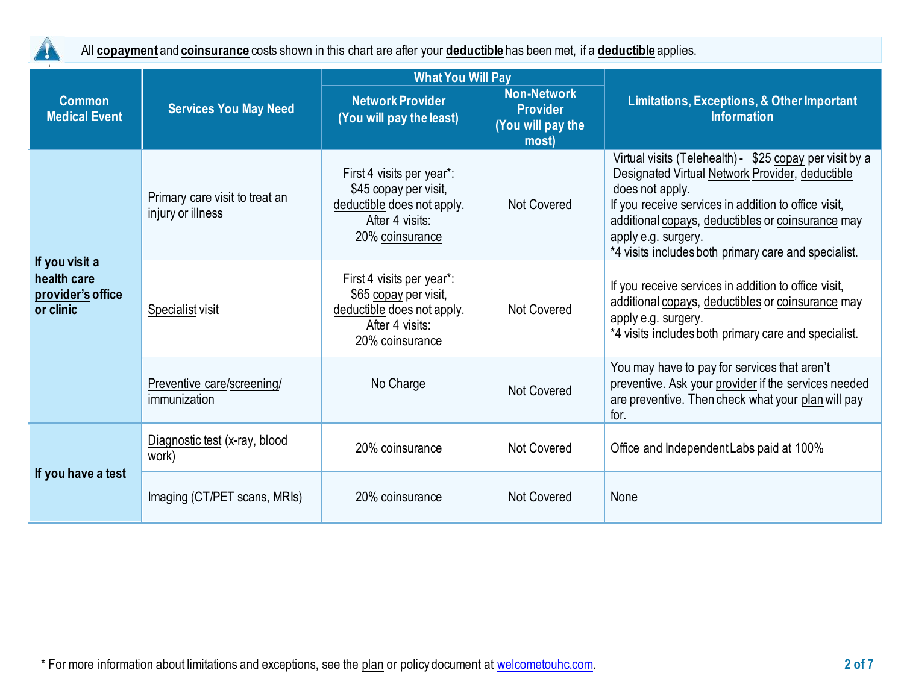All **copayment** and **coinsurance** costs shown in this chart are after your **deductible** has been met, if a **deductible** applies.

| Common Medical Event | Services You May Need | What You Will Pay | | Limitations, Exceptions, & Other Important Information |
|---|---|---|---|---|
| | | Network Provider (You will pay the least) | Non-Network Provider (You will pay the most) | |
| If you visit a health care provider's office or clinic | Primary care visit to treat an injury or illness | First 4 visits per year*: $45 copay per visit, deductible does not apply. After 4 visits: 20% coinsurance | Not Covered | Virtual visits (Telehealth) - $25 copay per visit by a Designated Virtual Network Provider, deductible does not apply. If you receive services in addition to office visit, additional copays, deductibles or coinsurance may apply e.g. surgery. *4 visits includes both primary care and specialist. |
| | Specialist visit | First 4 visits per year*: $65 copay per visit, deductible does not apply. After 4 visits: 20% coinsurance | Not Covered | If you receive services in addition to office visit, additional copays, deductibles or coinsurance may apply e.g. surgery. *4 visits includes both primary care and specialist. |
| | Preventive care/screening/ immunization | No Charge | Not Covered | You may have to pay for services that aren't preventive. Ask your provider if the services needed are preventive. Then check what your plan will pay for. |
| If you have a test | Diagnostic test (x-ray, blood work) | 20% coinsurance | Not Covered | Office and Independent Labs paid at 100% |
| | Imaging (CT/PET scans, MRIs) | 20% coinsurance | Not Covered | None |

* For more information about limitations and exceptions, see the plan or policy document at welcometouhc.com.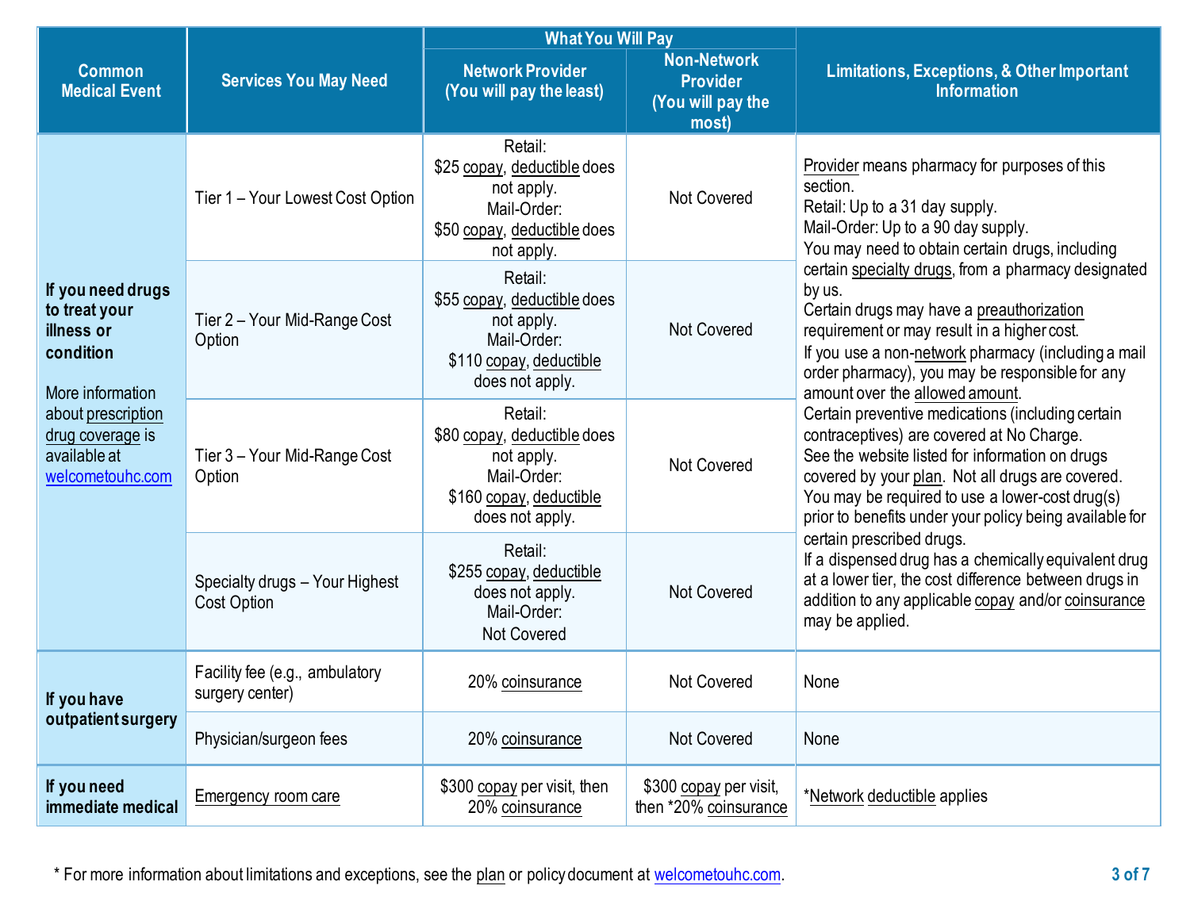| Common Medical Event | Services You May Need | What You Will Pay | | Limitations, Exceptions, & Other Important Information |
|---|---|---|---|---|
| | | Network Provider (You will pay the least) | Non-Network Provider (You will pay the most) | |
| If you need drugs to treat your illness or condition<br><br>More information about prescription drug coverage is available at welcometouhc.com | Tier 1 – Your Lowest Cost Option | Retail: $25 copay, deductible does not apply. Mail-Order: $50 copay, deductible does not apply. | Not Covered | Provider means pharmacy for purposes of this section.<br>Retail: Up to a 31 day supply.<br>Mail-Order: Up to a 90 day supply.<br>You may need to obtain certain drugs, including certain specialty drugs, from a pharmacy designated by us.<br>Certain drugs may have a preauthorization requirement or may result in a higher cost.<br>If you use a non-network pharmacy (including a mail order pharmacy), you may be responsible for any amount over the allowed amount.<br>Certain preventive medications (including certain contraceptives) are covered at No Charge.<br>See the website listed for information on drugs covered by your plan. Not all drugs are covered.<br>You may be required to use a lower-cost drug(s) prior to benefits under your policy being available for certain prescribed drugs.<br>If a dispensed drug has a chemically equivalent drug at a lower tier, the cost difference between drugs in addition to any applicable copay and/or coinsurance may be applied. |
| | Tier 2 – Your Mid-Range Cost Option | Retail: $55 copay, deductible does not apply. Mail-Order: $110 copay, deductible does not apply. | Not Covered | |
| | Tier 3 – Your Mid-Range Cost Option | Retail: $80 copay, deductible does not apply. Mail-Order: $160 copay, deductible does not apply. | Not Covered | |
| | Specialty drugs – Your Highest Cost Option | Retail: $255 copay, deductible does not apply. Mail-Order: Not Covered | Not Covered | |
| If you have outpatient surgery | Facility fee (e.g., ambulatory surgery center) | 20% coinsurance | Not Covered | None |
| | Physician/surgeon fees | 20% coinsurance | Not Covered | None |
| If you need immediate medical | Emergency room care | $300 copay per visit, then 20% coinsurance | $300 copay per visit, then *20% coinsurance | *Network deductible applies |

* For more information about limitations and exceptions, see the plan or policy document at welcometouhc.com.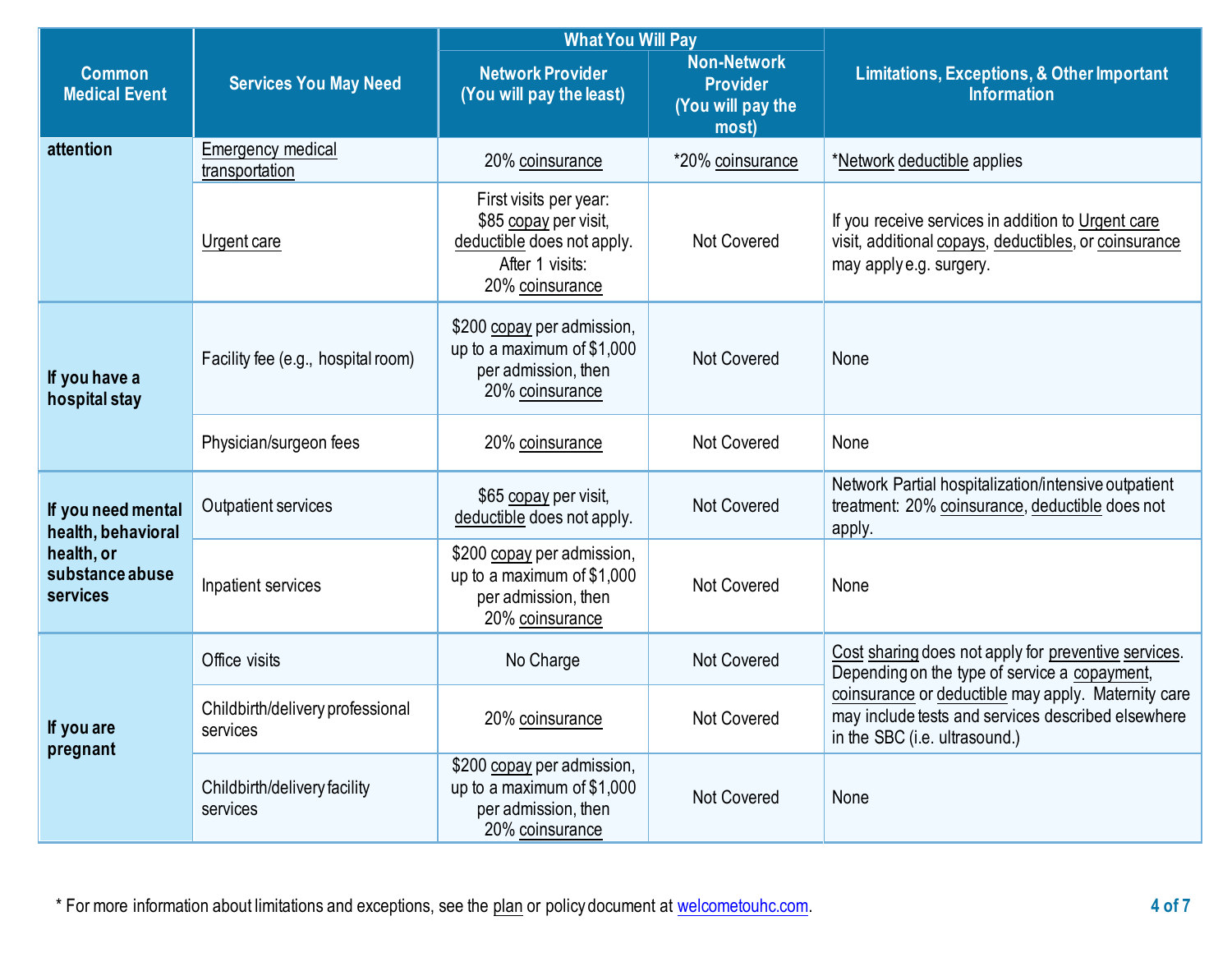| Common Medical Event | Services You May Need | What You Will Pay | | Limitations, Exceptions, & Other Important Information |
|---|---|---|---|---|
| | | Network Provider (You will pay the least) | Non-Network Provider (You will pay the most) | |
| attention | Emergency medical transportation | 20% coinsurance | *20% coinsurance | *Network deductible applies |
| | Urgent care | First visits per year: $85 copay per visit, deductible does not apply. After 1 visits: 20% coinsurance | Not Covered | If you receive services in addition to Urgent care visit, additional copays, deductibles, or coinsurance may apply e.g. surgery. |
| If you have a hospital stay | Facility fee (e.g., hospital room) | $200 copay per admission, up to a maximum of $1,000 per admission, then 20% coinsurance | Not Covered | None |
| | Physician/surgeon fees | 20% coinsurance | Not Covered | None |
| If you need mental health, behavioral health, or substance abuse services | Outpatient services | $65 copay per visit, deductible does not apply. | Not Covered | Network Partial hospitalization/intensive outpatient treatment: 20% coinsurance, deductible does not apply. |
| | Inpatient services | $200 copay per admission, up to a maximum of $1,000 per admission, then 20% coinsurance | Not Covered | None |
| If you are pregnant | Office visits | No Charge | Not Covered | Cost sharing does not apply for preventive services. Depending on the type of service a copayment, coinsurance or deductible may apply. Maternity care may include tests and services described elsewhere in the SBC (i.e. ultrasound.) |
| | Childbirth/delivery professional services | 20% coinsurance | Not Covered | |
| | Childbirth/delivery facility services | $200 copay per admission, up to a maximum of $1,000 per admission, then 20% coinsurance | Not Covered | None |

* For more information about limitations and exceptions, see the plan or policy document at welcometouhc.com.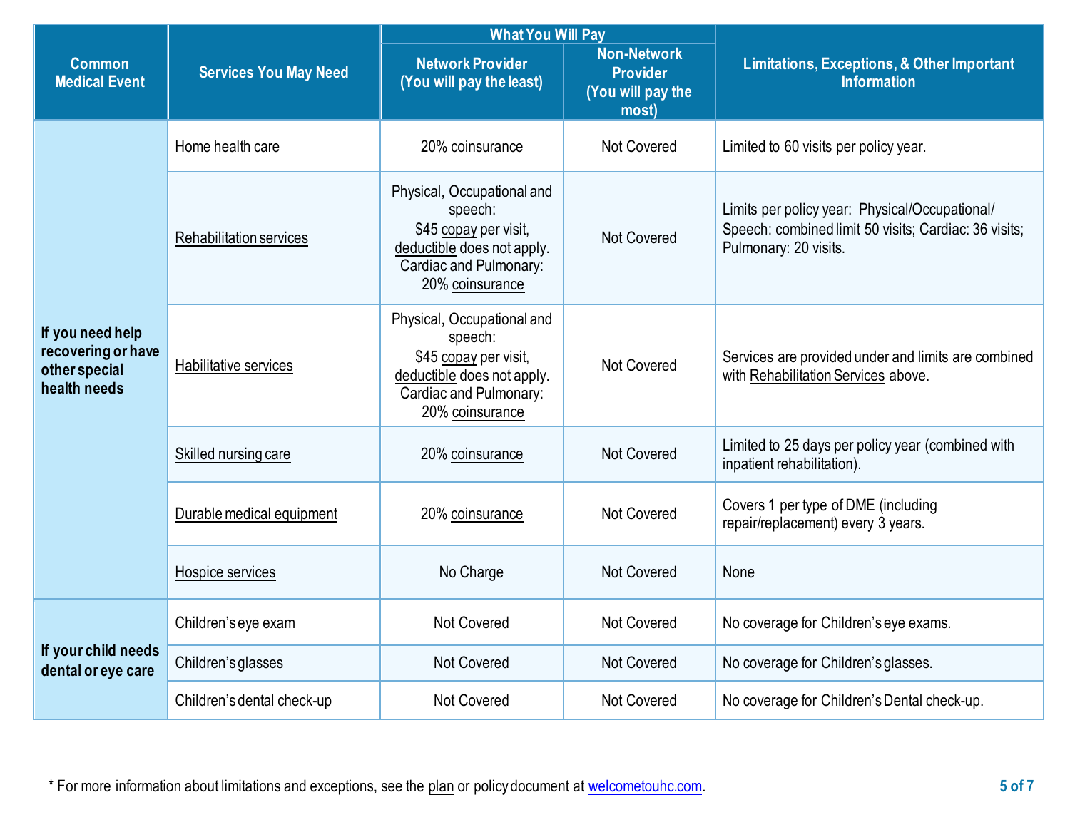| Common Medical Event | Services You May Need | What You Will Pay | | Limitations, Exceptions, & Other Important Information |
|---|---|---|---|---|
| | | Network Provider (You will pay the least) | Non-Network Provider (You will pay the most) | |
| If you need help recovering or have other special health needs | Home health care | 20% coinsurance | Not Covered | Limited to 60 visits per policy year. |
| | Rehabilitation services | Physical, Occupational and speech: $45 copay per visit, deductible does not apply. Cardiac and Pulmonary: 20% coinsurance | Not Covered | Limits per policy year: Physical/Occupational/ Speech: combined limit 50 visits; Cardiac: 36 visits; Pulmonary: 20 visits. |
| | Habilitative services | Physical, Occupational and speech: $45 copay per visit, deductible does not apply. Cardiac and Pulmonary: 20% coinsurance | Not Covered | Services are provided under and limits are combined with Rehabilitation Services above. |
| | Skilled nursing care | 20% coinsurance | Not Covered | Limited to 25 days per policy year (combined with inpatient rehabilitation). |
| | Durable medical equipment | 20% coinsurance | Not Covered | Covers 1 per type of DME (including repair/replacement) every 3 years. |
| | Hospice services | No Charge | Not Covered | None |
| If your child needs dental or eye care | Children's eye exam | Not Covered | Not Covered | No coverage for Children's eye exams. |
| | Children's glasses | Not Covered | Not Covered | No coverage for Children's glasses. |
| | Children's dental check-up | Not Covered | Not Covered | No coverage for Children's Dental check-up. |

* For more information about limitations and exceptions, see the plan or policy document at welcometouhc.com.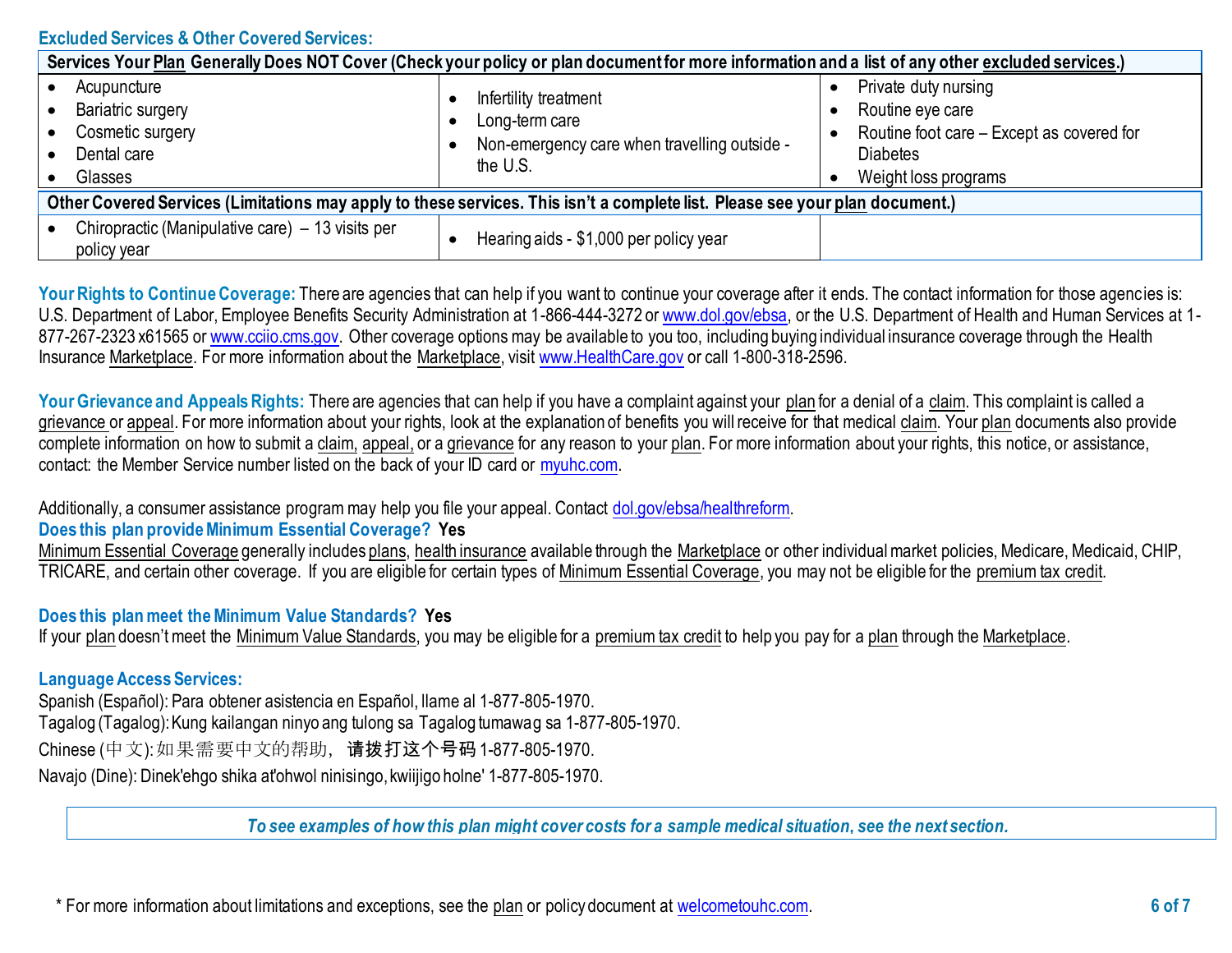## Excluded Services & Other Covered Services:

| Services Your Plan Generally Does NOT Cover (Check your policy or plan document for more information and a list of any other excluded services.) | | |
|---|---|---|
| • Acupuncture<br>• Bariatric surgery<br>• Cosmetic surgery<br>• Dental care<br>• Glasses | • Infertility treatment<br>• Long-term care<br>• Non-emergency care when travelling outside - the U.S. | • Private duty nursing<br>• Routine eye care<br>• Routine foot care – Except as covered for Diabetes<br>• Weight loss programs |

| Other Covered Services (Limitations may apply to these services. This isn't a complete list. Please see your plan document.) | | |
|---|---|---|
| • Chiropractic (Manipulative care) – 13 visits per policy year | • Hearing aids - $1,000 per policy year | |

**Your Rights to Continue Coverage:** There are agencies that can help if you want to continue your coverage after it ends. The contact information for those agencies is: U.S. Department of Labor, Employee Benefits Security Administration at 1-866-444-3272 or www.dol.gov/ebsa, or the U.S. Department of Health and Human Services at 1-877-267-2323 x61565 or www.cciio.cms.gov. Other coverage options may be available to you too, including buying individual insurance coverage through the Health Insurance Marketplace. For more information about the Marketplace, visit www.HealthCare.gov or call 1-800-318-2596.

**Your Grievance and Appeals Rights:** There are agencies that can help if you have a complaint against your plan for a denial of a claim. This complaint is called a grievance or appeal. For more information about your rights, look at the explanation of benefits you will receive for that medical claim. Your plan documents also provide complete information on how to submit a claim, appeal, or a grievance for any reason to your plan. For more information about your rights, this notice, or assistance, contact: the Member Service number listed on the back of your ID card or myuhc.com.

Additionally, a consumer assistance program may help you file your appeal. Contact dol.gov/ebsa/healthreform.

**Does this plan provide Minimum Essential Coverage? Yes**

Minimum Essential Coverage generally includes plans, health insurance available through the Marketplace or other individual market policies, Medicare, Medicaid, CHIP, TRICARE, and certain other coverage. If you are eligible for certain types of Minimum Essential Coverage, you may not be eligible for the premium tax credit.

**Does this plan meet the Minimum Value Standards? Yes**

If your plan doesn't meet the Minimum Value Standards, you may be eligible for a premium tax credit to help you pay for a plan through the Marketplace.

**Language Access Services:**

Spanish (Español): Para obtener asistencia en Español, llame al 1-877-805-1970.

Tagalog (Tagalog): Kung kailangan ninyo ang tulong sa Tagalog tumawag sa 1-877-805-1970.

Chinese (中文): 如果需要中文的帮助， 请拨打这个号码 1-877-805-1970.

Navajo (Dine): Dinek'ehgo shika at'ohwol ninisingo, kwiijigo holne' 1-877-805-1970.

*To see examples of how this plan might cover costs for a sample medical situation, see the next section.*

* For more information about limitations and exceptions, see the plan or policy document at welcometouhc.com.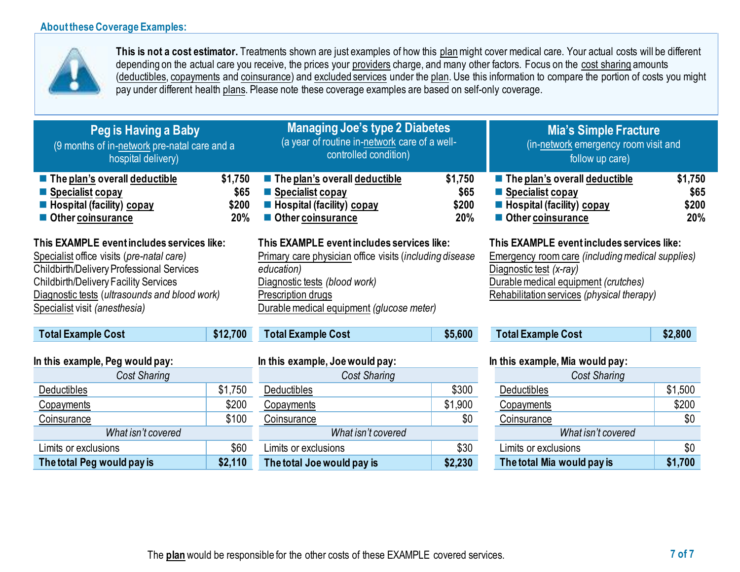## About these Coverage Examples:

**This is not a cost estimator.** Treatments shown are just examples of how this plan might cover medical care. Your actual costs will be different depending on the actual care you receive, the prices your providers charge, and many other factors. Focus on the cost sharing amounts (deductibles, copayments and coinsurance) and excluded services under the plan. Use this information to compare the portion of costs you might pay under different health plans. Please note these coverage examples are based on self-only coverage.

### Peg is Having a Baby
(9 months of in-network pre-natal care and a hospital delivery)

- **The plan's overall deductible** — **$1,750**
- **Specialist copay** — **$65**
- **Hospital (facility) copay** — **$200**
- **Other coinsurance** — **20%**

**This EXAMPLE event includes services like:**
Specialist office visits (*pre-natal care)*
Childbirth/Delivery Professional Services
Childbirth/Delivery Facility Services
Diagnostic tests (*ultrasounds and blood work)*
Specialist visit *(anesthesia)*

| **Total Example Cost** | **$12,700** |
|---|---|

**In this example, Peg would pay:**

| *Cost Sharing* | |
|---|---|
| Deductibles | $1,750 |
| Copayments | $200 |
| Coinsurance | $100 |
| *What isn't covered* | |
| Limits or exclusions | $60 |
| **The total Peg would pay is** | **$2,110** |

### Managing Joe's type 2 Diabetes
(a year of routine in-network care of a well-controlled condition)

- **The plan's overall deductible** — **$1,750**
- **Specialist copay** — **$65**
- **Hospital (facility) copay** — **$200**
- **Other coinsurance** — **20%**

**This EXAMPLE event includes services like:**
Primary care physician office visits (*including disease education)*
Diagnostic tests *(blood work)*
Prescription drugs
Durable medical equipment *(glucose meter)*

| **Total Example Cost** | **$5,600** |
|---|---|

**In this example, Joe would pay:**

| *Cost Sharing* | |
|---|---|
| Deductibles | $300 |
| Copayments | $1,900 |
| Coinsurance | $0 |
| *What isn't covered* | |
| Limits or exclusions | $30 |
| **The total Joe would pay is** | **$2,230** |

### Mia's Simple Fracture
(in-network emergency room visit and follow up care)

- **The plan's overall deductible** — **$1,750**
- **Specialist copay** — **$65**
- **Hospital (facility) copay** — **$200**
- **Other coinsurance** — **20%**

**This EXAMPLE event includes services like:**
Emergency room care *(including medical supplies)*
Diagnostic test *(x-ray)*
Durable medical equipment *(crutches)*
Rehabilitation services *(physical therapy)*

| **Total Example Cost** | **$2,800** |
|---|---|

**In this example, Mia would pay:**

| *Cost Sharing* | |
|---|---|
| Deductibles | $1,500 |
| Copayments | $200 |
| Coinsurance | $0 |
| *What isn't covered* | |
| Limits or exclusions | $0 |
| **The total Mia would pay is** | **$1,700** |

The **plan** would be responsible for the other costs of these EXAMPLE covered services.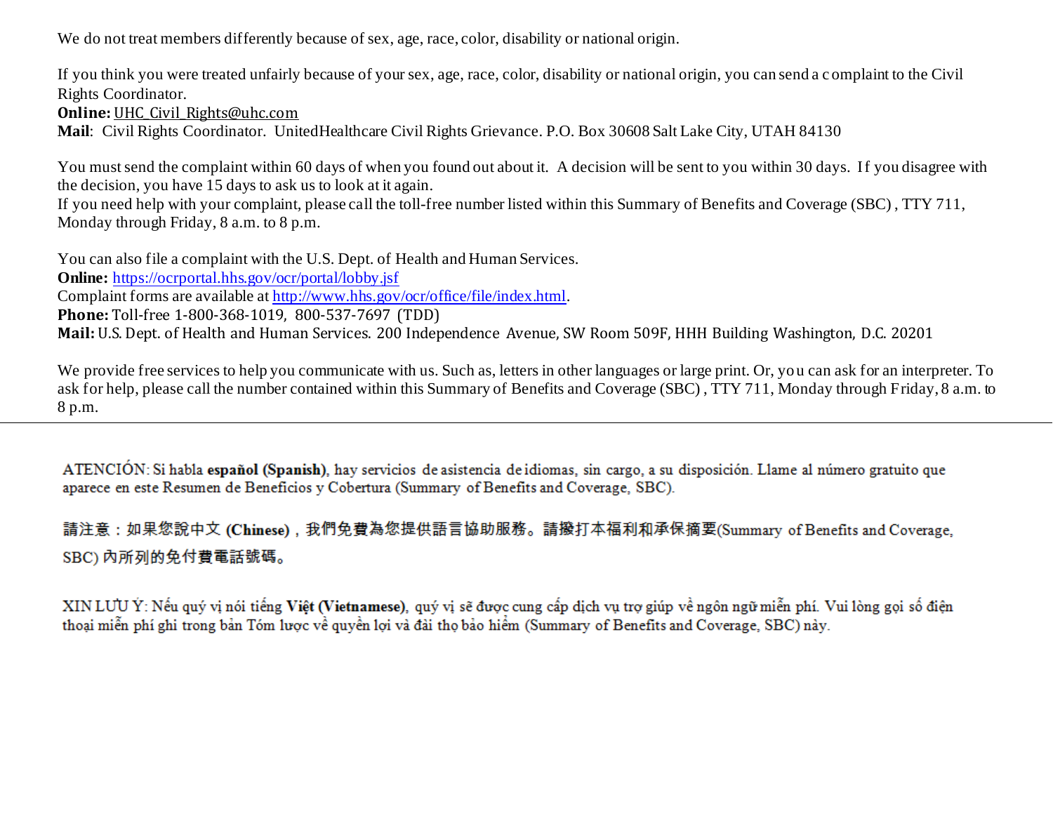We do not treat members differently because of sex, age, race, color, disability or national origin.

If you think you were treated unfairly because of your sex, age, race, color, disability or national origin, you can send a complaint to the Civil Rights Coordinator.
**Online:** UHC_Civil_Rights@uhc.com
**Mail**: Civil Rights Coordinator. UnitedHealthcare Civil Rights Grievance. P.O. Box 30608 Salt Lake City, UTAH 84130

You must send the complaint within 60 days of when you found out about it. A decision will be sent to you within 30 days. If you disagree with the decision, you have 15 days to ask us to look at it again.
If you need help with your complaint, please call the toll-free number listed within this Summary of Benefits and Coverage (SBC) , TTY 711, Monday through Friday, 8 a.m. to 8 p.m.

You can also file a complaint with the U.S. Dept. of Health and Human Services.
**Online:** https://ocrportal.hhs.gov/ocr/portal/lobby.jsf
Complaint forms are available at http://www.hhs.gov/ocr/office/file/index.html.
**Phone:** Toll-free 1-800-368-1019, 800-537-7697 (TDD)
**Mail:** U.S. Dept. of Health and Human Services. 200 Independence Avenue, SW Room 509F, HHH Building Washington, D.C. 20201

We provide free services to help you communicate with us. Such as, letters in other languages or large print. Or, you can ask for an interpreter. To ask for help, please call the number contained within this Summary of Benefits and Coverage (SBC) , TTY 711, Monday through Friday, 8 a.m. to 8 p.m.

---

ATENCIÓN: Si habla **español (Spanish)**, hay servicios de asistencia de idiomas, sin cargo, a su disposición. Llame al número gratuito que aparece en este Resumen de Beneficios y Cobertura (Summary of Benefits and Coverage, SBC).

請注意：如果您說中文 **(Chinese)**，我們免費為您提供語言協助服務。請撥打本福利和承保摘要(Summary of Benefits and Coverage, SBC) 內所列的免付費電話號碼。

XIN LƯU Ý: Nếu quý vị nói tiếng **Việt (Vietnamese)**, quý vị sẽ được cung cấp dịch vụ trợ giúp về ngôn ngữ miễn phí. Vui lòng gọi số điện thoại miễn phí ghi trong bản Tóm lược về quyền lợi và đài thọ bảo hiểm (Summary of Benefits and Coverage, SBC) này.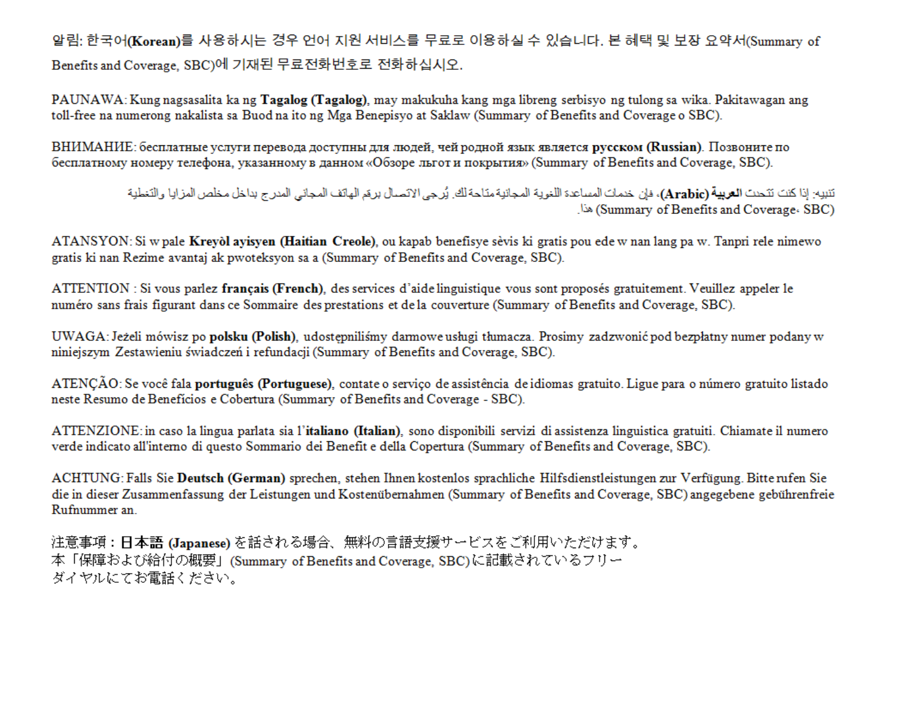알림: 한국어(**Korean**)를 사용하시는 경우 언어 지원 서비스를 무료로 이용하실 수 있습니다. 본 혜택 및 보장 요약서(Summary of Benefits and Coverage, SBC)에 기재된 무료전화번호로 전화하십시오.

PAUNAWA: Kung nagsasalita ka ng **Tagalog (Tagalog)**, may makukuha kang mga libreng serbisyo ng tulong sa wika. Pakitawagan ang toll-free na numerong nakalista sa Buod na ito ng Mga Benepisyo at Saklaw (Summary of Benefits and Coverage o SBC).

ВНИМАНИЕ: бесплатные услуги перевода доступны для людей, чей родной язык является **русском (Russian)**. Позвоните по бесплатному номеру телефона, указанному в данном «Обзоре льгот и покрытия» (Summary of Benefits and Coverage, SBC).

تنبيه: إذا كنت تتحدث **العربية (Arabic)**، فإن خدمات المساعدة اللغوية المجانية متاحة لك. يُرجى الاتصال برقم الهاتف المجاني المدرج بداخل ملخص المزايا والتغطية هذا (Summary of Benefits and Coverage، SBC)

ATANSYON: Si w pale **Kreyòl ayisyen (Haitian Creole)**, ou kapab benefisye sèvis ki gratis pou ede w nan lang pa w. Tanpri rele nimewo gratis ki nan Rezime avantaj ak pwoteksyon sa a (Summary of Benefits and Coverage, SBC).

ATTENTION : Si vous parlez **français (French)**, des services d'aide linguistique vous sont proposés gratuitement. Veuillez appeler le numéro sans frais figurant dans ce Sommaire des prestations et de la couverture (Summary of Benefits and Coverage, SBC).

UWAGA: Jeżeli mówisz po **polsku (Polish)**, udostępniliśmy darmowe usługi tłumacza. Prosimy zadzwonić pod bezpłatny numer podany w niniejszym Zestawieniu świadczeń i refundacji (Summary of Benefits and Coverage, SBC).

ATENÇÃO: Se você fala **português (Portuguese)**, contate o serviço de assistência de idiomas gratuito. Ligue para o número gratuito listado neste Resumo de Benefícios e Cobertura (Summary of Benefits and Coverage - SBC).

ATTENZIONE: in caso la lingua parlata sia l'**italiano (Italian)**, sono disponibili servizi di assistenza linguistica gratuiti. Chiamate il numero verde indicato all'interno di questo Sommario dei Benefit e della Copertura (Summary of Benefits and Coverage, SBC).

ACHTUNG: Falls Sie **Deutsch (German)** sprechen, stehen Ihnen kostenlos sprachliche Hilfsdienstleistungen zur Verfügung. Bitte rufen Sie die in dieser Zusammenfassung der Leistungen und Kostenübernahmen (Summary of Benefits and Coverage, SBC) angegebene gebührenfreie Rufnummer an.

注意事項：**日本語 (Japanese)** を話される場合、無料の言語支援サービスをご利用いただけます。本「保障および給付の概要」(Summary of Benefits and Coverage, SBC) に記載されているフリーダイヤルにてお電話ください。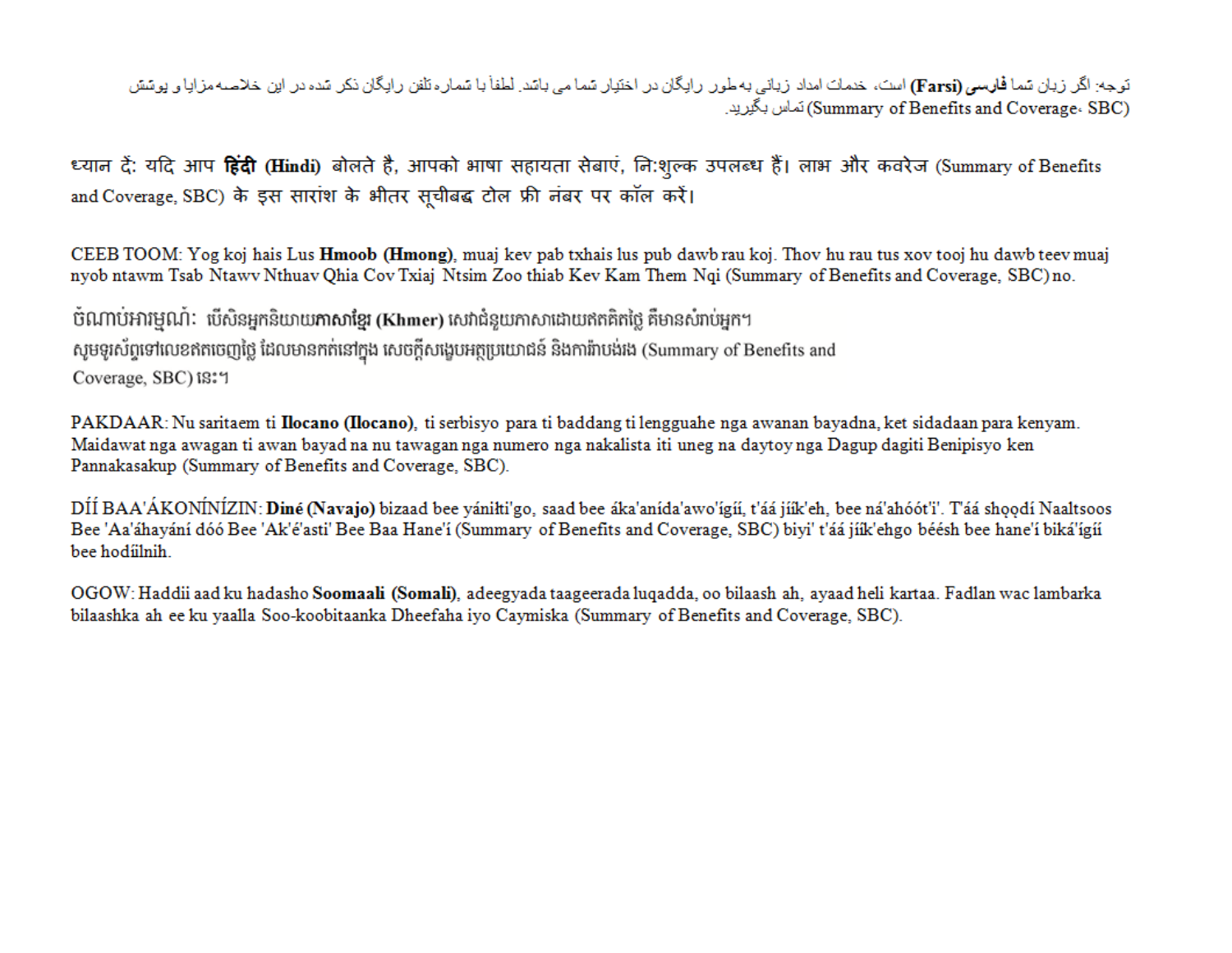توجه: اگر زبان شما **فارسی (Farsi)** است، خدمات امداد زبانی به‌طور رایگان در اختیار شما می باشد. لطفاً با شماره تلفن رایگان ذکر شده در این خلاصه مزایا و پوشش (Summary of Benefits and Coverage، SBC) تماس بگیرید.

ध्यान दें: यदि आप **हिंदी (Hindi)** बोलते है, आपको भाषा सहायता सेवाएं, नि:शुल्क उपलब्ध हैं। लाभ और कवरेज (Summary of Benefits and Coverage, SBC) के इस सारांश के भीतर सूचीबद्ध टोल फ्री नंबर पर कॉल करें।

CEEB TOOM: Yog koj hais Lus **Hmoob (Hmong)**, muaj kev pab txhais lus pub dawb rau koj. Thov hu rau tus xov tooj hu dawb teev muaj nyob ntawm Tsab Ntawv Nthuav Qhia Cov Txiaj Ntsim Zoo thiab Kev Kam Them Nqi (Summary of Benefits and Coverage, SBC) no.

ចំណាប់អារម្មណ៍: បើសិនអ្នកនិយាយ**ភាសាខ្មែរ (Khmer)** សេវាជំនួយភាសាដោយឥតគិតថ្លៃ គឺមានសំរាប់អ្នក។ សូមទូរស័ព្ទទៅលេខឥតចេញថ្លៃ ដែលមានកត់នៅក្នុង សេចក្តីសង្ខេបអត្ថប្រយោជន៍ និងការរ៉ាប់រង (Summary of Benefits and Coverage, SBC) នេះ។

PAKDAAR: Nu saritaem ti **Ilocano (Ilocano)**, ti serbisyo para ti baddang ti lengguahe nga awanan bayadna, ket sidadaan para kenyam. Maidawat nga awagan ti awan bayad na nu tawagan nga numero nga nakalista iti uneg na daytoy nga Dagup dagiti Benipisyo ken Pannakasakup (Summary of Benefits and Coverage, SBC).

DÍÍ BAA'ÁKONÍNÍZIN: **Diné (Navajo)** bizaad bee yáníłti'go, saad bee áka'anída'awo'ígíí, t'áá jíík'eh, bee ná'ahóót'i'. T'áá shǫǫdí Naaltsoos Bee 'Aa'áhayání dóó Bee 'Ak'é'asti' Bee Baa Hane'í (Summary of Benefits and Coverage, SBC) biyi' t'áá jíík'ehgo béésh bee hane'í biká'ígíí bee hodíílnih.

OGOW: Haddii aad ku hadasho **Soomaali (Somali)**, adeegyada taageerada luqadda, oo bilaash ah, ayaad heli kartaa. Fadlan wac lambarka bilaashka ah ee ku yaalla Soo-koobitaanka Dheefaha iyo Caymiska (Summary of Benefits and Coverage, SBC).